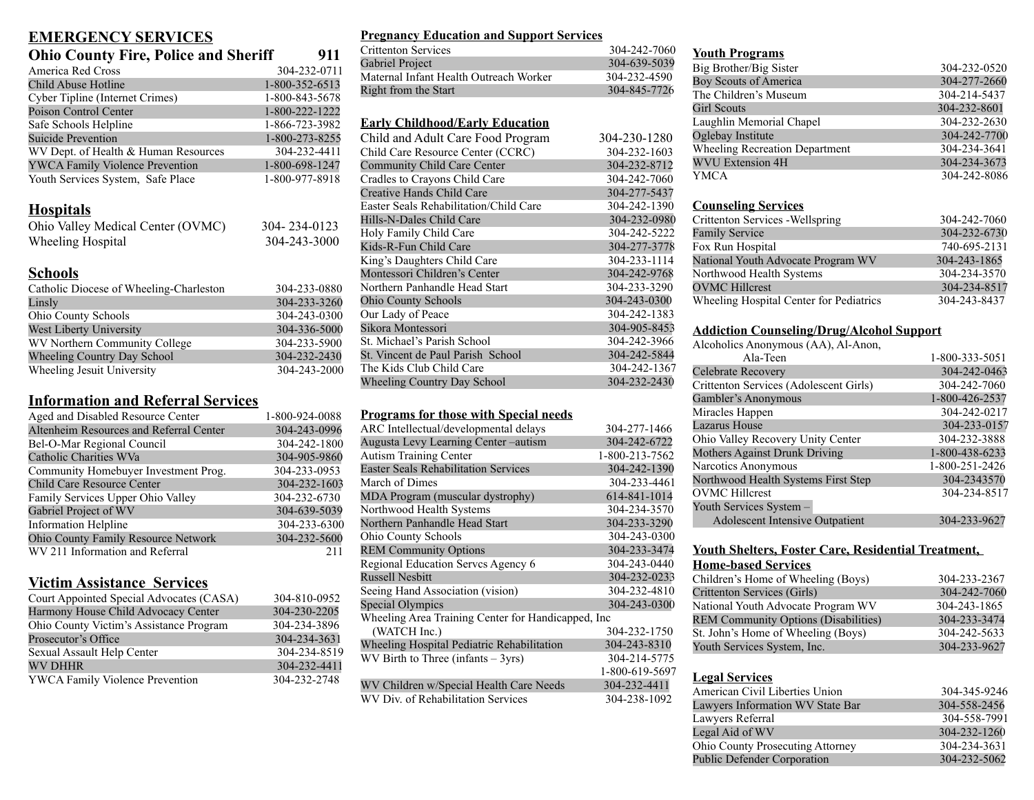# EMERGENCY SERVICES

| Ohio County Fire, Police and Sheriff | 911 |
|---|---|
| America Red Cross | 304-232-0711 |
| Child Abuse Hotline | 1-800-352-6513 |
| Cyber Tipline (Internet Crimes) | 1-800-843-5678 |
| Poison Control Center | 1-800-222-1222 |
| Safe Schools Helpline | 1-866-723-3982 |
| Suicide Prevention | 1-800-273-8255 |
| WV Dept. of Health & Human Resources | 304-232-4411 |
| YWCA Family Violence Prevention | 1-800-698-1247 |
| Youth Services System, Safe Place | 1-800-977-8918 |

## Hospitals

| | |
|---|---|
| Ohio Valley Medical Center (OVMC) | 304- 234-0123 |
| Wheeling Hospital | 304-243-3000 |

## Schools

| | |
|---|---|
| Catholic Diocese of Wheeling-Charleston | 304-233-0880 |
| Linsly | 304-233-3260 |
| Ohio County Schools | 304-243-0300 |
| West Liberty University | 304-336-5000 |
| WV Northern Community College | 304-233-5900 |
| Wheeling Country Day School | 304-232-2430 |
| Wheeling Jesuit University | 304-243-2000 |

## Information and Referral Services

| | |
|---|---|
| Aged and Disabled Resource Center | 1-800-924-0088 |
| Altenheim Resources and Referral Center | 304-243-0996 |
| Bel-O-Mar Regional Council | 304-242-1800 |
| Catholic Charities WVa | 304-905-9860 |
| Community Homebuyer Investment Prog. | 304-233-0953 |
| Child Care Resource Center | 304-232-1603 |
| Family Services Upper Ohio Valley | 304-232-6730 |
| Gabriel Project of WV | 304-639-5039 |
| Information Helpline | 304-233-6300 |
| Ohio County Family Resource Network | 304-232-5600 |
| WV 211 Information and Referral | 211 |

## Victim Assistance Services

| | |
|---|---|
| Court Appointed Special Advocates (CASA) | 304-810-0952 |
| Harmony House Child Advocacy Center | 304-230-2205 |
| Ohio County Victim's Assistance Program | 304-234-3896 |
| Prosecutor's Office | 304-234-3631 |
| Sexual Assault Help Center | 304-234-8519 |
| WV DHHR | 304-232-4411 |
| YWCA Family Violence Prevention | 304-232-2748 |

## Pregnancy Education and Support Services

| | |
|---|---|
| Crittenton Services | 304-242-7060 |
| Gabriel Project | 304-639-5039 |
| Maternal Infant Health Outreach Worker | 304-232-4590 |
| Right from the Start | 304-845-7726 |

## Early Childhood/Early Education

| | |
|---|---|
| Child and Adult Care Food Program | 304-230-1280 |
| Child Care Resource Center (CCRC) | 304-232-1603 |
| Community Child Care Center | 304-232-8712 |
| Cradles to Crayons Child Care | 304-242-7060 |
| Creative Hands Child Care | 304-277-5437 |
| Easter Seals Rehabilitation/Child Care | 304-242-1390 |
| Hills-N-Dales Child Care | 304-232-0980 |
| Holy Family Child Care | 304-242-5222 |
| Kids-R-Fun Child Care | 304-277-3778 |
| King's Daughters Child Care | 304-233-1114 |
| Montessori Children's Center | 304-242-9768 |
| Northern Panhandle Head Start | 304-233-3290 |
| Ohio County Schools | 304-243-0300 |
| Our Lady of Peace | 304-242-1383 |
| Sikora Montessori | 304-905-8453 |
| St. Michael's Parish School | 304-242-3966 |
| St. Vincent de Paul Parish School | 304-242-5844 |
| The Kids Club Child Care | 304-242-1367 |
| Wheeling Country Day School | 304-232-2430 |

## Programs for those with Special needs

| | |
|---|---|
| ARC Intellectual/developmental delays | 304-277-1466 |
| Augusta Levy Learning Center –autism | 304-242-6722 |
| Autism Training Center | 1-800-213-7562 |
| Easter Seals Rehabilitation Services | 304-242-1390 |
| March of Dimes | 304-233-4461 |
| MDA Program (muscular dystrophy) | 614-841-1014 |
| Northwood Health Systems | 304-234-3570 |
| Northern Panhandle Head Start | 304-233-3290 |
| Ohio County Schools | 304-243-0300 |
| REM Community Options | 304-233-3474 |
| Regional Education Servcs Agency 6 | 304-243-0440 |
| Russell Nesbitt | 304-232-0233 |
| Seeing Hand Association (vision) | 304-232-4810 |
| Special Olympics | 304-243-0300 |
| Wheeling Area Training Center for Handicapped, Inc (WATCH Inc.) | 304-232-1750 |
| Wheeling Hospital Pediatric Rehabilitation | 304-243-8310 |
| WV Birth to Three (infants – 3yrs) | 304-214-5775<br>1-800-619-5697 |
| WV Children w/Special Health Care Needs | 304-232-4411 |
| WV Div. of Rehabilitation Services | 304-238-1092 |

## Youth Programs

| | |
|---|---|
| Big Brother/Big Sister | 304-232-0520 |
| Boy Scouts of America | 304-277-2660 |
| The Children's Museum | 304-214-5437 |
| Girl Scouts | 304-232-8601 |
| Laughlin Memorial Chapel | 304-232-2630 |
| Oglebay Institute | 304-242-7700 |
| Wheeling Recreation Department | 304-234-3641 |
| WVU Extension 4H | 304-234-3673 |
| YMCA | 304-242-8086 |

## Counseling Services

| | |
|---|---|
| Crittenton Services -Wellspring | 304-242-7060 |
| Family Service | 304-232-6730 |
| Fox Run Hospital | 740-695-2131 |
| National Youth Advocate Program WV | 304-243-1865 |
| Northwood Health Systems | 304-234-3570 |
| OVMC Hillcrest | 304-234-8517 |
| Wheeling Hospital Center for Pediatrics | 304-243-8437 |

## Addiction Counseling/Drug/Alcohol Support

| | |
|---|---|
| Alcoholics Anonymous (AA), Al-Anon, Ala-Teen | 1-800-333-5051 |
| Celebrate Recovery | 304-242-0463 |
| Crittenton Services (Adolescent Girls) | 304-242-7060 |
| Gambler's Anonymous | 1-800-426-2537 |
| Miracles Happen | 304-242-0217 |
| Lazarus House | 304-233-0157 |
| Ohio Valley Recovery Unity Center | 304-232-3888 |
| Mothers Against Drunk Driving | 1-800-438-6233 |
| Narcotics Anonymous | 1-800-251-2426 |
| Northwood Health Systems First Step | 304-2343570 |
| OVMC Hillcrest | 304-234-8517 |
| Youth Services System – Adolescent Intensive Outpatient | 304-233-9627 |

## Youth Shelters, Foster Care, Residential Treatment, Home-based Services

| | |
|---|---|
| Children's Home of Wheeling (Boys) | 304-233-2367 |
| Crittenton Services (Girls) | 304-242-7060 |
| National Youth Advocate Program WV | 304-243-1865 |
| REM Community Options (Disabilities) | 304-233-3474 |
| St. John's Home of Wheeling (Boys) | 304-242-5633 |
| Youth Services System, Inc. | 304-233-9627 |

## Legal Services

| | |
|---|---|
| American Civil Liberties Union | 304-345-9246 |
| Lawyers Information WV State Bar | 304-558-2456 |
| Lawyers Referral | 304-558-7991 |
| Legal Aid of WV | 304-232-1260 |
| Ohio County Prosecuting Attorney | 304-234-3631 |
| Public Defender Corporation | 304-232-5062 |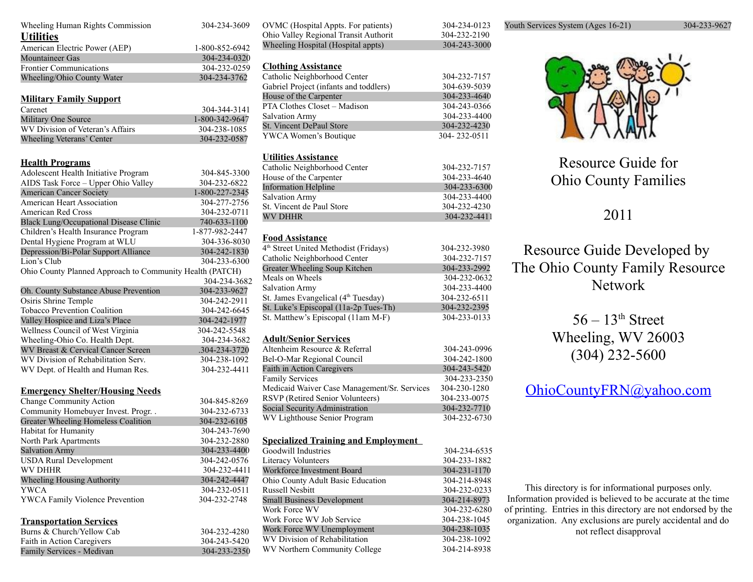| | |
|---|---|
| Wheeling Human Rights Commission | 304-234-3609 |

## Utilities

| | |
|---|---|
| American Electric Power (AEP) | 1-800-852-6942 |
| Mountaineer Gas | 304-234-0320 |
| Frontier Communications | 304-232-0259 |
| Wheeling/Ohio County Water | 304-234-3762 |

### Military Family Support

| | |
|---|---|
| Carenet | 304-344-3141 |
| Military One Source | 1-800-342-9647 |
| WV Division of Veteran's Affairs | 304-238-1085 |
| Wheeling Veterans' Center | 304-232-0587 |

### Health Programs

| | |
|---|---|
| Adolescent Health Initiative Program | 304-845-3300 |
| AIDS Task Force – Upper Ohio Valley | 304-232-6822 |
| American Cancer Society | 1-800-227-2345 |
| American Heart Association | 304-277-2756 |
| American Red Cross | 304-232-0711 |
| Black Lung/Occupational Disease Clinic | 740-633-1100 |
| Children's Health Insurance Program | 1-877-982-2447 |
| Dental Hygiene Program at WLU | 304-336-8030 |
| Depression/Bi-Polar Support Alliance | 304-242-1830 |
| Lion's Club | 304-233-6300 |
| Ohio County Planned Approach to Community Health (PATCH) | 304-234-3682 |
| Oh. County Substance Abuse Prevention | 304-233-9627 |
| Osiris Shrine Temple | 304-242-2911 |
| Tobacco Prevention Coalition | 304-242-6645 |
| Valley Hospice and Liza's Place | 304-242-1977 |
| Wellness Council of West Virginia | 304-242-5548 |
| Wheeling-Ohio Co. Health Dept. | 304-234-3682 |
| WV Breast & Cervical Cancer Screen | .304-234-3720 |
| WV Division of Rehabilitation Serv. | 304-238-1092 |
| WV Dept. of Health and Human Res. | 304-232-4411 |

### Emergency Shelter/Housing Needs

| | |
|---|---|
| Change Community Action | 304-845-8269 |
| Community Homebuyer Invest. Progr. . | 304-232-6733 |
| Greater Wheeling Homeless Coalition | 304-232-6105 |
| Habitat for Humanity | 304-243-7690 |
| North Park Apartments | 304-232-2880 |
| Salvation Army | 304-233-4400 |
| USDA Rural Development | 304-242-0576 |
| WV DHHR | 304-232-4411 |
| Wheeling Housing Authority | 304-242-4447 |
| YWCA | 304-232-0511 |
| YWCA Family Violence Prevention | 304-232-2748 |

### Transportation Services

| | |
|---|---|
| Burns & Church/Yellow Cab | 304-232-4280 |
| Faith in Action Caregivers | 304-243-5420 |
| Family Services - Medivan | 304-233-2350 |
| OVMC (Hospital Appts. For patients) | 304-234-0123 |
| Ohio Valley Regional Transit Authorit | 304-232-2190 |
| Wheeling Hospital (Hospital appts) | 304-243-3000 |

### Clothing Assistance

| | |
|---|---|
| Catholic Neighborhood Center | 304-232-7157 |
| Gabriel Project (infants and toddlers) | 304-639-5039 |
| House of the Carpenter | 304-233-4640 |
| PTA Clothes Closet – Madison | 304-243-0366 |
| Salvation Army | 304-233-4400 |
| St. Vincent DePaul Store | 304-232-4230 |
| YWCA Women's Boutique | 304- 232-0511 |

### Utilities Assistance

| | |
|---|---|
| Catholic Neighborhood Center | 304-232-7157 |
| House of the Carpenter | 304-233-4640 |
| Information Helpline | 304-233-6300 |
| Salvation Army | 304-233-4400 |
| St. Vincent de Paul Store | 304-232-4230 |
| WV DHHR | 304-232-4411 |

### Food Assistance

| | |
|---|---|
| 4th Street United Methodist (Fridays) | 304-232-3980 |
| Catholic Neighborhood Center | 304-232-7157 |
| Greater Wheeling Soup Kitchen | 304-233-2992 |
| Meals on Wheels | 304-232-0632 |
| Salvation Army | 304-233-4400 |
| St. James Evangelical (4th Tuesday) | 304-232-6511 |
| St. Luke's Episcopal (11a-2p Tues-Th) | 304-232-2395 |
| St. Matthew's Episcopal (11am M-F) | 304-233-0133 |

### Adult/Senior Services

| | |
|---|---|
| Altenheim Resource & Referral | 304-243-0996 |
| Bel-O-Mar Regional Council | 304-242-1800 |
| Faith in Action Caregivers | 304-243-5420 |
| Family Services | 304-233-2350 |
| Medicaid Waiver Case Management/Sr. Services | 304-230-1280 |
| RSVP (Retired Senior Volunteers) | 304-233-0075 |
| Social Security Administration | 304-232-7710 |
| WV Lighthouse Senior Program | 304-232-6730 |

### Specialized Training and Employment

| | |
|---|---|
| Goodwill Industries | 304-234-6535 |
| Literacy Volunteers | 304-233-1882 |
| Workforce Investment Board | 304-231-1170 |
| Ohio County Adult Basic Education | 304-214-8948 |
| Russell Nesbitt | 304-232-0233 |
| Small Business Development | 304-214-8973 |
| Work Force WV | 304-232-6280 |
| Work Force WV Job Service | 304-238-1045 |
| Work Force WV Unemployment | 304-238-1035 |
| WV Division of Rehabilitation | 304-238-1092 |
| WV Northern Community College | 304-214-8938 |
| Youth Services System (Ages 16-21) | 304-233-9627 |

# Resource Guide for Ohio County Families

2011

Resource Guide Developed by The Ohio County Family Resource Network

56 – 13th Street
Wheeling, WV 26003
(304) 232-5600

OhioCountyFRN@yahoo.com

This directory is for informational purposes only. Information provided is believed to be accurate at the time of printing. Entries in this directory are not endorsed by the organization. Any exclusions are purely accidental and do not reflect disapproval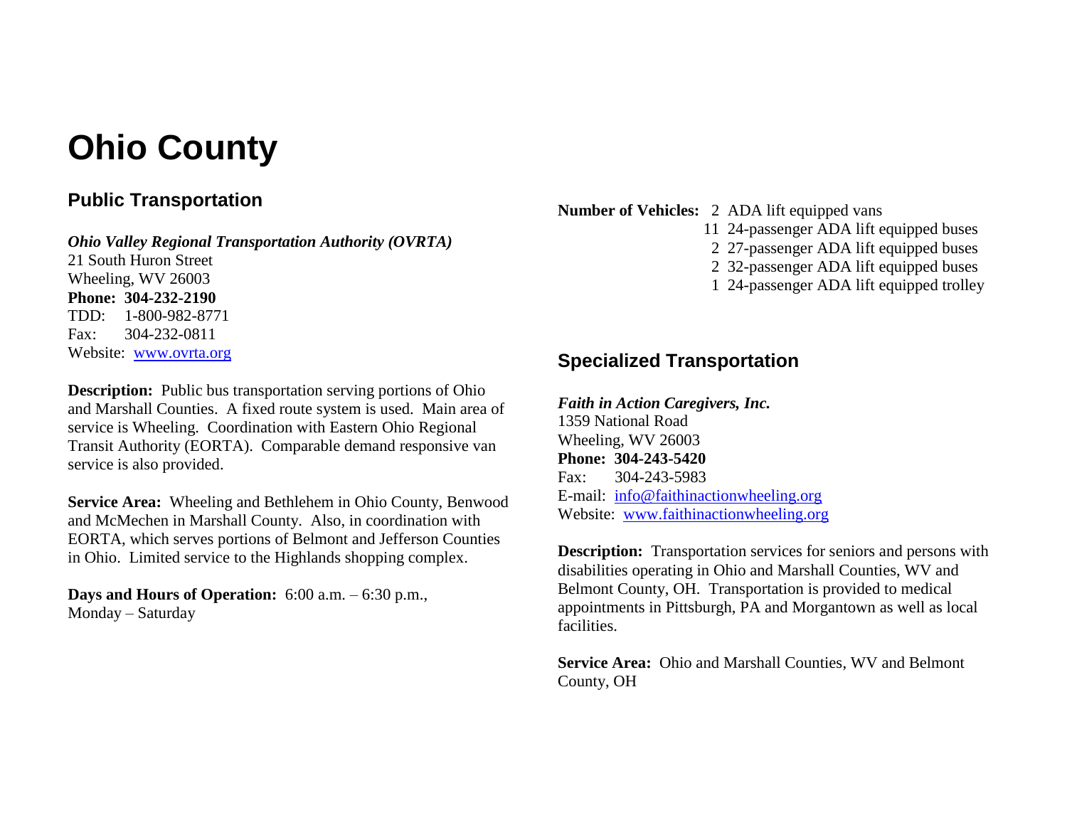# Ohio County

## Public Transportation

***Ohio Valley Regional Transportation Authority (OVRTA)***
21 South Huron Street
Wheeling, WV 26003
**Phone: 304-232-2190**
TDD: 1-800-982-8771
Fax: 304-232-0811
Website: www.ovrta.org

**Description:** Public bus transportation serving portions of Ohio and Marshall Counties. A fixed route system is used. Main area of service is Wheeling. Coordination with Eastern Ohio Regional Transit Authority (EORTA). Comparable demand responsive van service is also provided.

**Service Area:** Wheeling and Bethlehem in Ohio County, Benwood and McMechen in Marshall County. Also, in coordination with EORTA, which serves portions of Belmont and Jefferson Counties in Ohio. Limited service to the Highlands shopping complex.

**Days and Hours of Operation:** 6:00 a.m. – 6:30 p.m., Monday – Saturday

**Number of Vehicles:**
- 2 ADA lift equipped vans
- 11 24-passenger ADA lift equipped buses
- 2 27-passenger ADA lift equipped buses
- 2 32-passenger ADA lift equipped buses
- 1 24-passenger ADA lift equipped trolley

## Specialized Transportation

***Faith in Action Caregivers, Inc.***
1359 National Road
Wheeling, WV 26003
**Phone: 304-243-5420**
Fax: 304-243-5983
E-mail: info@faithinactionwheeling.org
Website: www.faithinactionwheeling.org

**Description:** Transportation services for seniors and persons with disabilities operating in Ohio and Marshall Counties, WV and Belmont County, OH. Transportation is provided to medical appointments in Pittsburgh, PA and Morgantown as well as local facilities.

**Service Area:** Ohio and Marshall Counties, WV and Belmont County, OH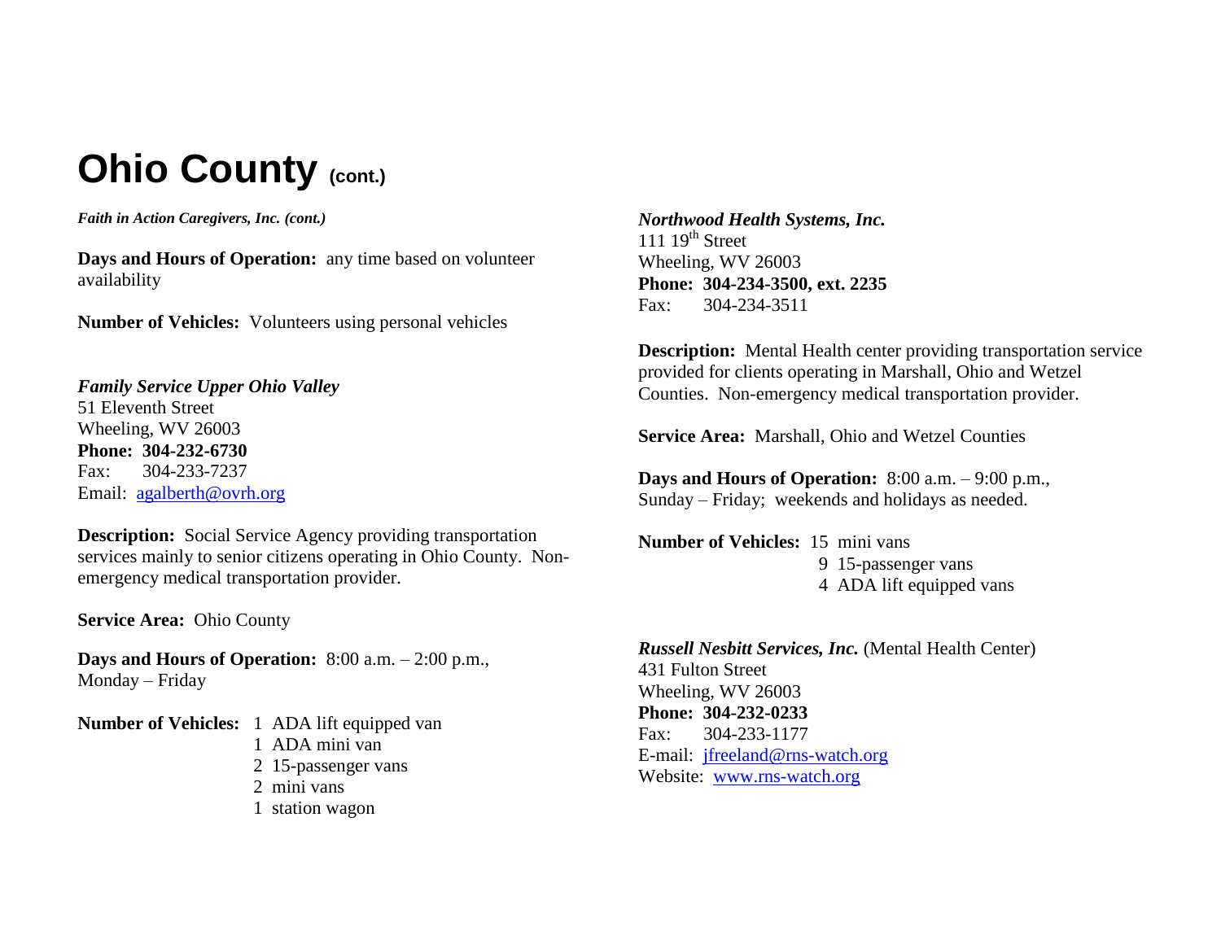# Ohio County (cont.)

***Faith in Action Caregivers, Inc. (cont.)***

**Days and Hours of Operation:** any time based on volunteer availability

**Number of Vehicles:** Volunteers using personal vehicles

***Family Service Upper Ohio Valley***
51 Eleventh Street
Wheeling, WV 26003
**Phone: 304-232-6730**
Fax: 304-233-7237
Email: agalberth@ovrh.org

**Description:** Social Service Agency providing transportation services mainly to senior citizens operating in Ohio County. Non-emergency medical transportation provider.

**Service Area:** Ohio County

**Days and Hours of Operation:** 8:00 a.m. – 2:00 p.m., Monday – Friday

**Number of Vehicles:**
- 1 ADA lift equipped van
- 1 ADA mini van
- 2 15-passenger vans
- 2 mini vans
- 1 station wagon

***Northwood Health Systems, Inc.***
111 19th Street
Wheeling, WV 26003
**Phone: 304-234-3500, ext. 2235**
Fax: 304-234-3511

**Description:** Mental Health center providing transportation service provided for clients operating in Marshall, Ohio and Wetzel Counties. Non-emergency medical transportation provider.

**Service Area:** Marshall, Ohio and Wetzel Counties

**Days and Hours of Operation:** 8:00 a.m. – 9:00 p.m., Sunday – Friday; weekends and holidays as needed.

**Number of Vehicles:**
- 15 mini vans
- 9 15-passenger vans
- 4 ADA lift equipped vans

***Russell Nesbitt Services, Inc.*** (Mental Health Center)
431 Fulton Street
Wheeling, WV 26003
**Phone: 304-232-0233**
Fax: 304-233-1177
E-mail: jfreeland@rns-watch.org
Website: www.rns-watch.org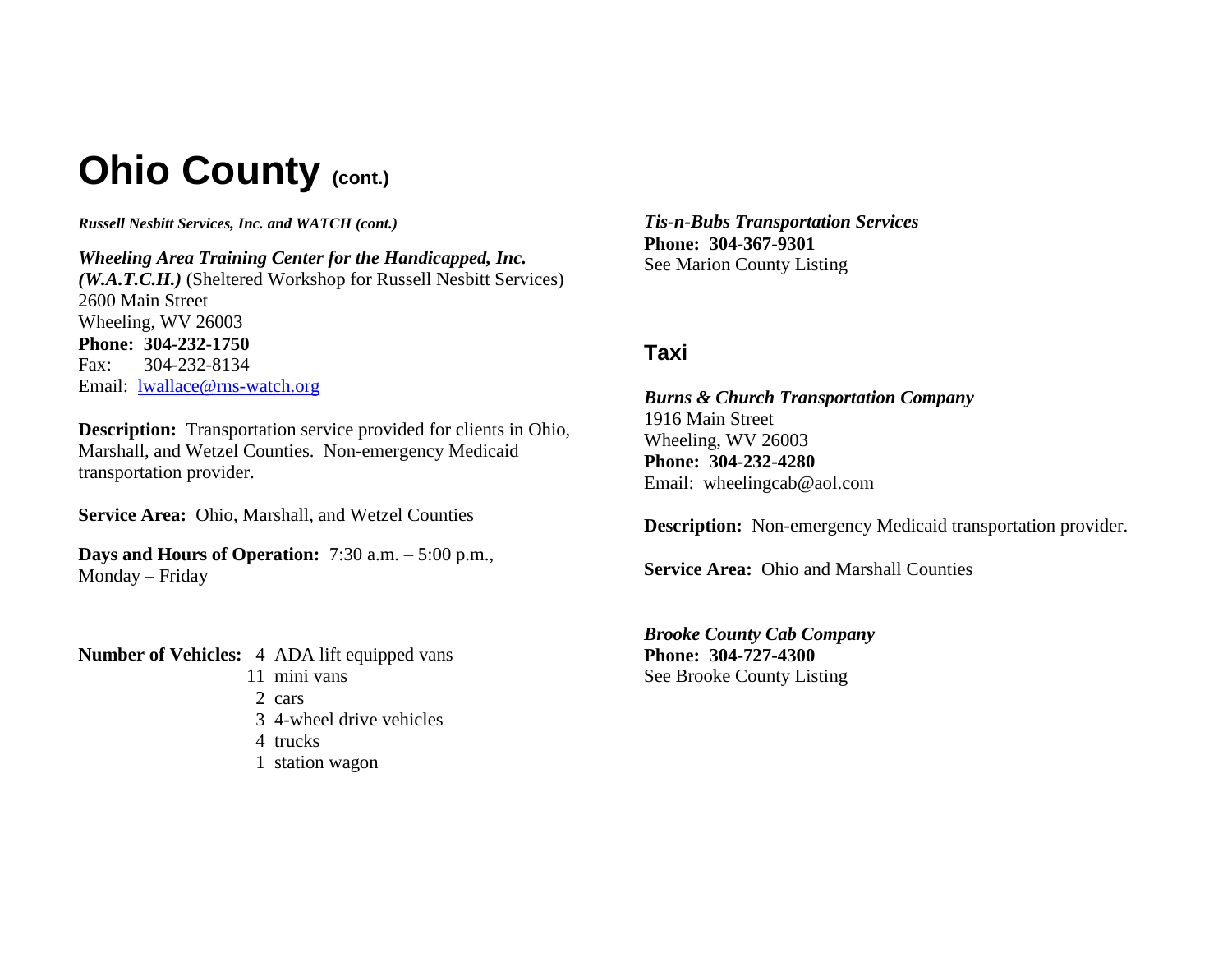# Ohio County (cont.)

***Russell Nesbitt Services, Inc. and WATCH (cont.)***

***Wheeling Area Training Center for the Handicapped, Inc. (W.A.T.C.H.)*** (Sheltered Workshop for Russell Nesbitt Services)
2600 Main Street
Wheeling, WV 26003
**Phone: 304-232-1750**
Fax: 304-232-8134
Email: [lwallace@rns-watch.org](mailto:lwallace@rns-watch.org)

**Description:** Transportation service provided for clients in Ohio, Marshall, and Wetzel Counties. Non-emergency Medicaid transportation provider.

**Service Area:** Ohio, Marshall, and Wetzel Counties

**Days and Hours of Operation:** 7:30 a.m. – 5:00 p.m., Monday – Friday

**Number of Vehicles:**
- 4 ADA lift equipped vans
- 11 mini vans
- 2 cars
- 3 4-wheel drive vehicles
- 4 trucks
- 1 station wagon

***Tis-n-Bubs Transportation Services***
**Phone: 304-367-9301**
See Marion County Listing

## Taxi

***Burns & Church Transportation Company***
1916 Main Street
Wheeling, WV 26003
**Phone: 304-232-4280**
Email: wheelingcab@aol.com

**Description:** Non-emergency Medicaid transportation provider.

**Service Area:** Ohio and Marshall Counties

***Brooke County Cab Company***
**Phone: 304-727-4300**
See Brooke County Listing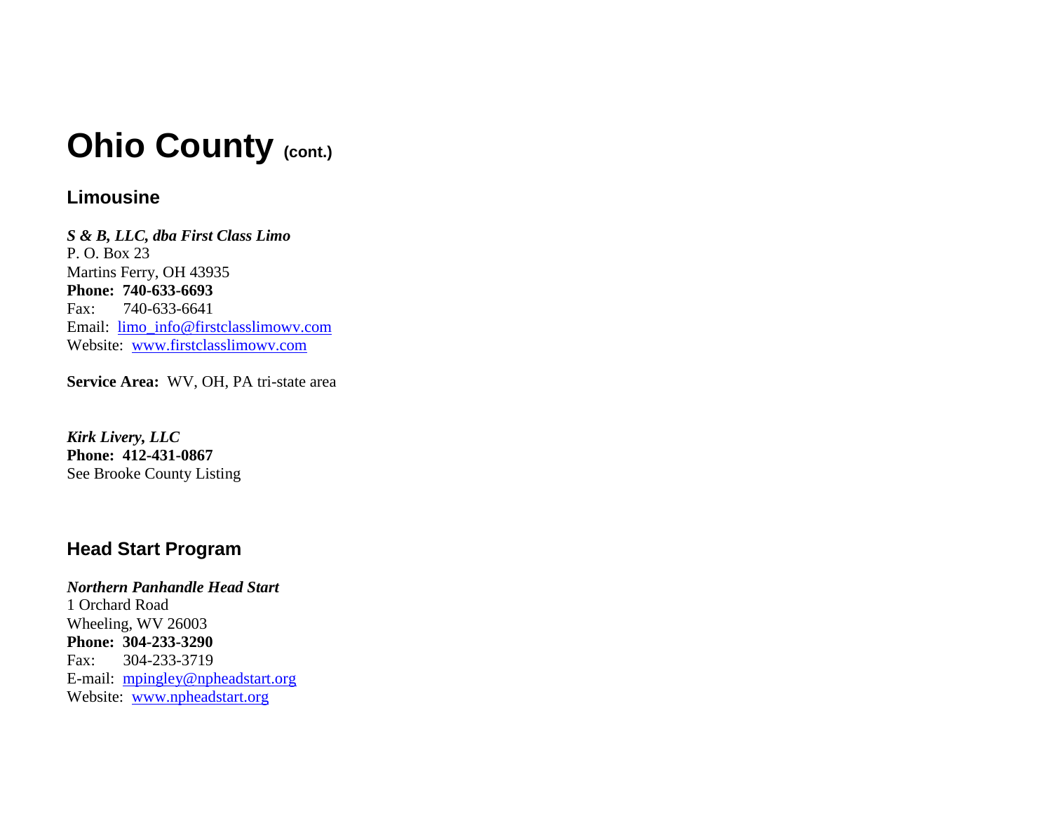# Ohio County (cont.)

## Limousine

***S & B, LLC, dba First Class Limo***
P. O. Box 23
Martins Ferry, OH 43935
**Phone: 740-633-6693**
Fax: 740-633-6641
Email: limo_info@firstclasslimowv.com
Website: www.firstclasslimowv.com

**Service Area:** WV, OH, PA tri-state area

***Kirk Livery, LLC***
**Phone: 412-431-0867**
See Brooke County Listing

## Head Start Program

***Northern Panhandle Head Start***
1 Orchard Road
Wheeling, WV 26003
**Phone: 304-233-3290**
Fax: 304-233-3719
E-mail: mpingley@npheadstart.org
Website: www.npheadstart.org